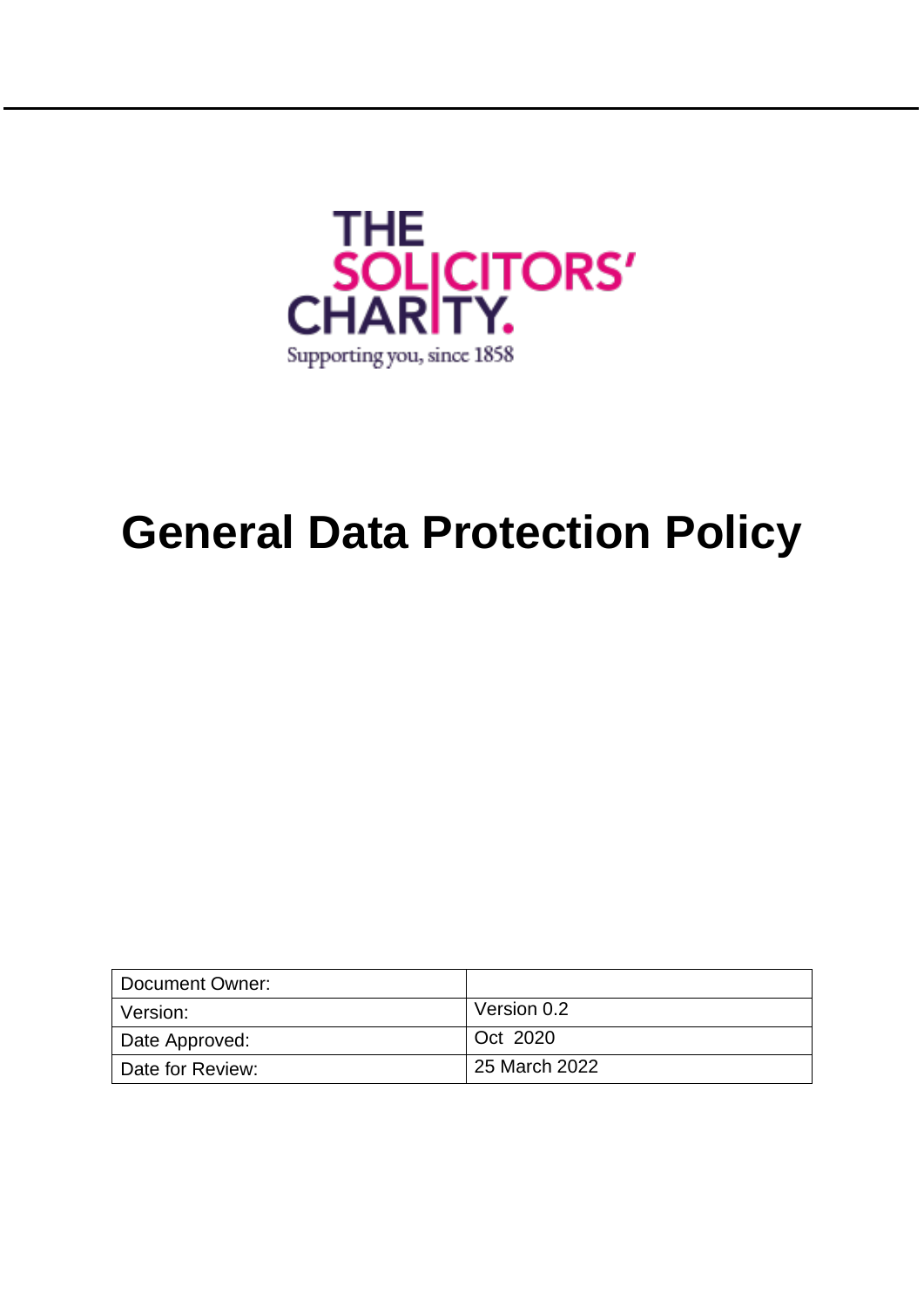THE SOLICITORS' CHARITY.

Supporting you, since 1858

# General Data Protection Policy

| Document Owner: | |
|---|---|
| Version: | Version 0.2 |
| Date Approved: | Oct 2020 |
| Date for Review: | 25 March 2022 |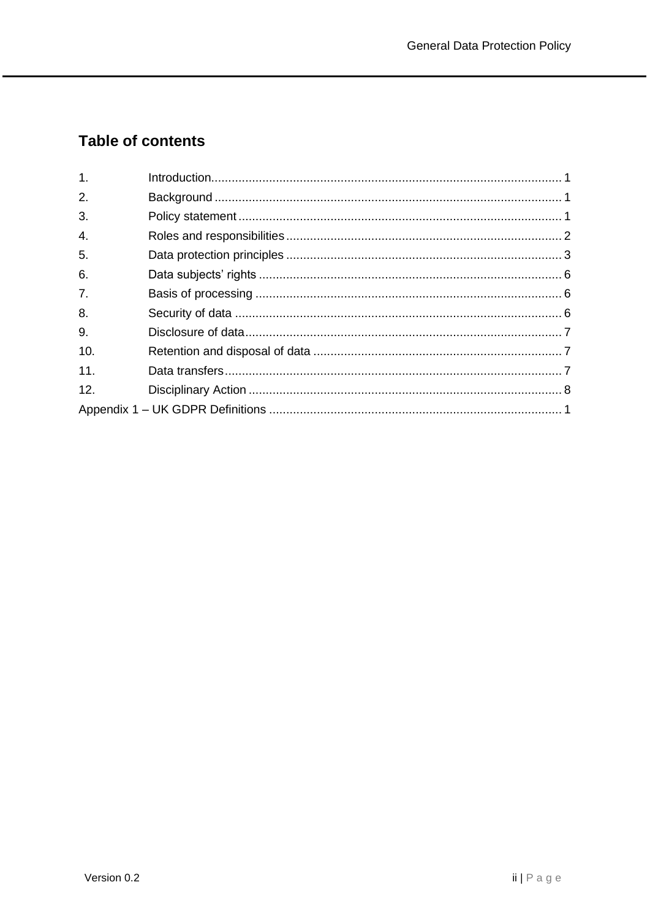## Table of contents

1. Introduction ........................................ 1
2. Background ........................................ 1
3. Policy statement ........................................ 1
4. Roles and responsibilities ........................................ 2
5. Data protection principles ........................................ 3
6. Data subjects' rights ........................................ 6
7. Basis of processing ........................................ 6
8. Security of data ........................................ 6
9. Disclosure of data ........................................ 7
10. Retention and disposal of data ........................................ 7
11. Data transfers ........................................ 7
12. Disciplinary Action ........................................ 8

Appendix 1 – UK GDPR Definitions ........................................ 1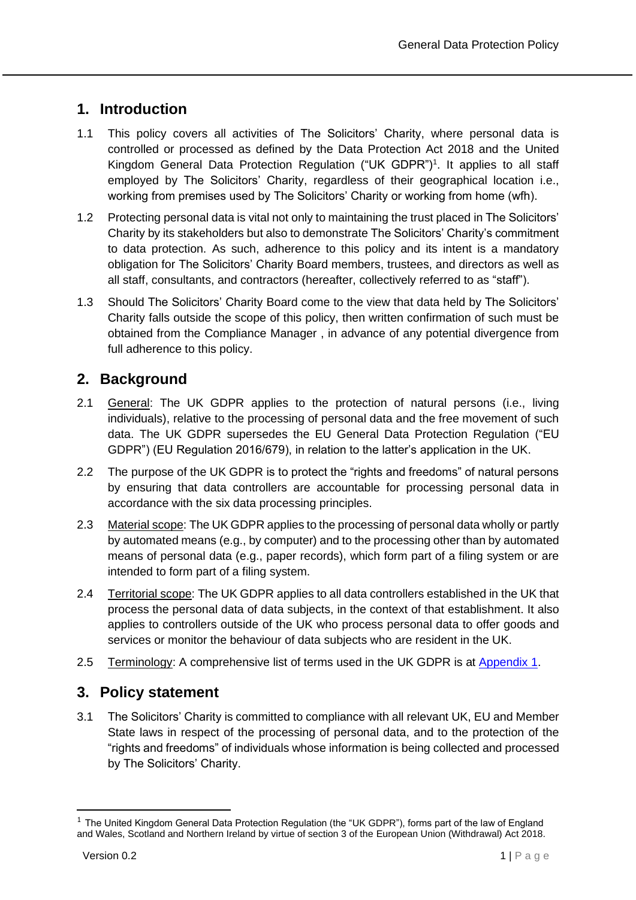## 1. Introduction

1.1 This policy covers all activities of The Solicitors' Charity, where personal data is controlled or processed as defined by the Data Protection Act 2018 and the United Kingdom General Data Protection Regulation ("UK GDPR")[1]. It applies to all staff employed by The Solicitors' Charity, regardless of their geographical location i.e., working from premises used by The Solicitors' Charity or working from home (wfh).

1.2 Protecting personal data is vital not only to maintaining the trust placed in The Solicitors' Charity by its stakeholders but also to demonstrate The Solicitors' Charity's commitment to data protection. As such, adherence to this policy and its intent is a mandatory obligation for The Solicitors' Charity Board members, trustees, and directors as well as all staff, consultants, and contractors (hereafter, collectively referred to as "staff").

1.3 Should The Solicitors' Charity Board come to the view that data held by The Solicitors' Charity falls outside the scope of this policy, then written confirmation of such must be obtained from the Compliance Manager , in advance of any potential divergence from full adherence to this policy.

## 2. Background

2.1 General: The UK GDPR applies to the protection of natural persons (i.e., living individuals), relative to the processing of personal data and the free movement of such data. The UK GDPR supersedes the EU General Data Protection Regulation ("EU GDPR") (EU Regulation 2016/679), in relation to the latter's application in the UK.

2.2 The purpose of the UK GDPR is to protect the "rights and freedoms" of natural persons by ensuring that data controllers are accountable for processing personal data in accordance with the six data processing principles.

2.3 Material scope: The UK GDPR applies to the processing of personal data wholly or partly by automated means (e.g., by computer) and to the processing other than by automated means of personal data (e.g., paper records), which form part of a filing system or are intended to form part of a filing system.

2.4 Territorial scope: The UK GDPR applies to all data controllers established in the UK that process the personal data of data subjects, in the context of that establishment. It also applies to controllers outside of the UK who process personal data to offer goods and services or monitor the behaviour of data subjects who are resident in the UK.

2.5 Terminology: A comprehensive list of terms used in the UK GDPR is at Appendix 1.

## 3. Policy statement

3.1 The Solicitors' Charity is committed to compliance with all relevant UK, EU and Member State laws in respect of the processing of personal data, and to the protection of the "rights and freedoms" of individuals whose information is being collected and processed by The Solicitors' Charity.

[1] The United Kingdom General Data Protection Regulation (the "UK GDPR"), forms part of the law of England and Wales, Scotland and Northern Ireland by virtue of section 3 of the European Union (Withdrawal) Act 2018.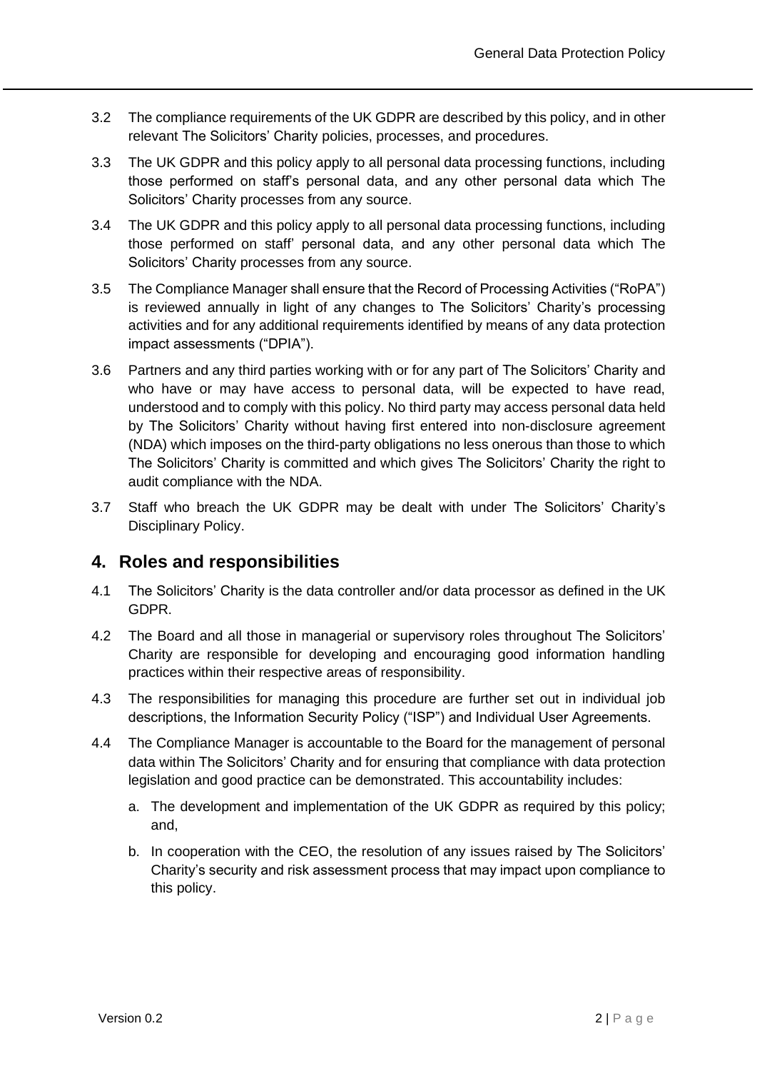3.2 The compliance requirements of the UK GDPR are described by this policy, and in other relevant The Solicitors' Charity policies, processes, and procedures.

3.3 The UK GDPR and this policy apply to all personal data processing functions, including those performed on staff's personal data, and any other personal data which The Solicitors' Charity processes from any source.

3.4 The UK GDPR and this policy apply to all personal data processing functions, including those performed on staff' personal data, and any other personal data which The Solicitors' Charity processes from any source.

3.5 The Compliance Manager shall ensure that the Record of Processing Activities ("RoPA") is reviewed annually in light of any changes to The Solicitors' Charity's processing activities and for any additional requirements identified by means of any data protection impact assessments ("DPIA").

3.6 Partners and any third parties working with or for any part of The Solicitors' Charity and who have or may have access to personal data, will be expected to have read, understood and to comply with this policy. No third party may access personal data held by The Solicitors' Charity without having first entered into non-disclosure agreement (NDA) which imposes on the third-party obligations no less onerous than those to which The Solicitors' Charity is committed and which gives The Solicitors' Charity the right to audit compliance with the NDA.

3.7 Staff who breach the UK GDPR may be dealt with under The Solicitors' Charity's Disciplinary Policy.

## 4. Roles and responsibilities

4.1 The Solicitors' Charity is the data controller and/or data processor as defined in the UK GDPR.

4.2 The Board and all those in managerial or supervisory roles throughout The Solicitors' Charity are responsible for developing and encouraging good information handling practices within their respective areas of responsibility.

4.3 The responsibilities for managing this procedure are further set out in individual job descriptions, the Information Security Policy ("ISP") and Individual User Agreements.

4.4 The Compliance Manager is accountable to the Board for the management of personal data within The Solicitors' Charity and for ensuring that compliance with data protection legislation and good practice can be demonstrated. This accountability includes:

a. The development and implementation of the UK GDPR as required by this policy; and,

b. In cooperation with the CEO, the resolution of any issues raised by The Solicitors' Charity's security and risk assessment process that may impact upon compliance to this policy.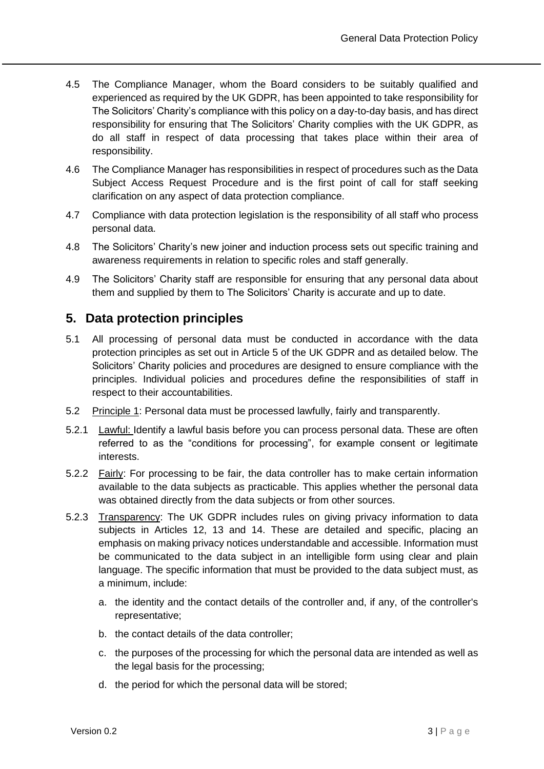4.5 The Compliance Manager, whom the Board considers to be suitably qualified and experienced as required by the UK GDPR, has been appointed to take responsibility for The Solicitors' Charity's compliance with this policy on a day-to-day basis, and has direct responsibility for ensuring that The Solicitors' Charity complies with the UK GDPR, as do all staff in respect of data processing that takes place within their area of responsibility.

4.6 The Compliance Manager has responsibilities in respect of procedures such as the Data Subject Access Request Procedure and is the first point of call for staff seeking clarification on any aspect of data protection compliance.

4.7 Compliance with data protection legislation is the responsibility of all staff who process personal data.

4.8 The Solicitors' Charity's new joiner and induction process sets out specific training and awareness requirements in relation to specific roles and staff generally.

4.9 The Solicitors' Charity staff are responsible for ensuring that any personal data about them and supplied by them to The Solicitors' Charity is accurate and up to date.

## 5. Data protection principles

5.1 All processing of personal data must be conducted in accordance with the data protection principles as set out in Article 5 of the UK GDPR and as detailed below. The Solicitors' Charity policies and procedures are designed to ensure compliance with the principles. Individual policies and procedures define the responsibilities of staff in respect to their accountabilities.

5.2 Principle 1: Personal data must be processed lawfully, fairly and transparently.

5.2.1 Lawful: Identify a lawful basis before you can process personal data. These are often referred to as the "conditions for processing", for example consent or legitimate interests.

5.2.2 Fairly: For processing to be fair, the data controller has to make certain information available to the data subjects as practicable. This applies whether the personal data was obtained directly from the data subjects or from other sources.

5.2.3 Transparency: The UK GDPR includes rules on giving privacy information to data subjects in Articles 12, 13 and 14. These are detailed and specific, placing an emphasis on making privacy notices understandable and accessible. Information must be communicated to the data subject in an intelligible form using clear and plain language. The specific information that must be provided to the data subject must, as a minimum, include:

a. the identity and the contact details of the controller and, if any, of the controller's representative;

b. the contact details of the data controller;

c. the purposes of the processing for which the personal data are intended as well as the legal basis for the processing;

d. the period for which the personal data will be stored;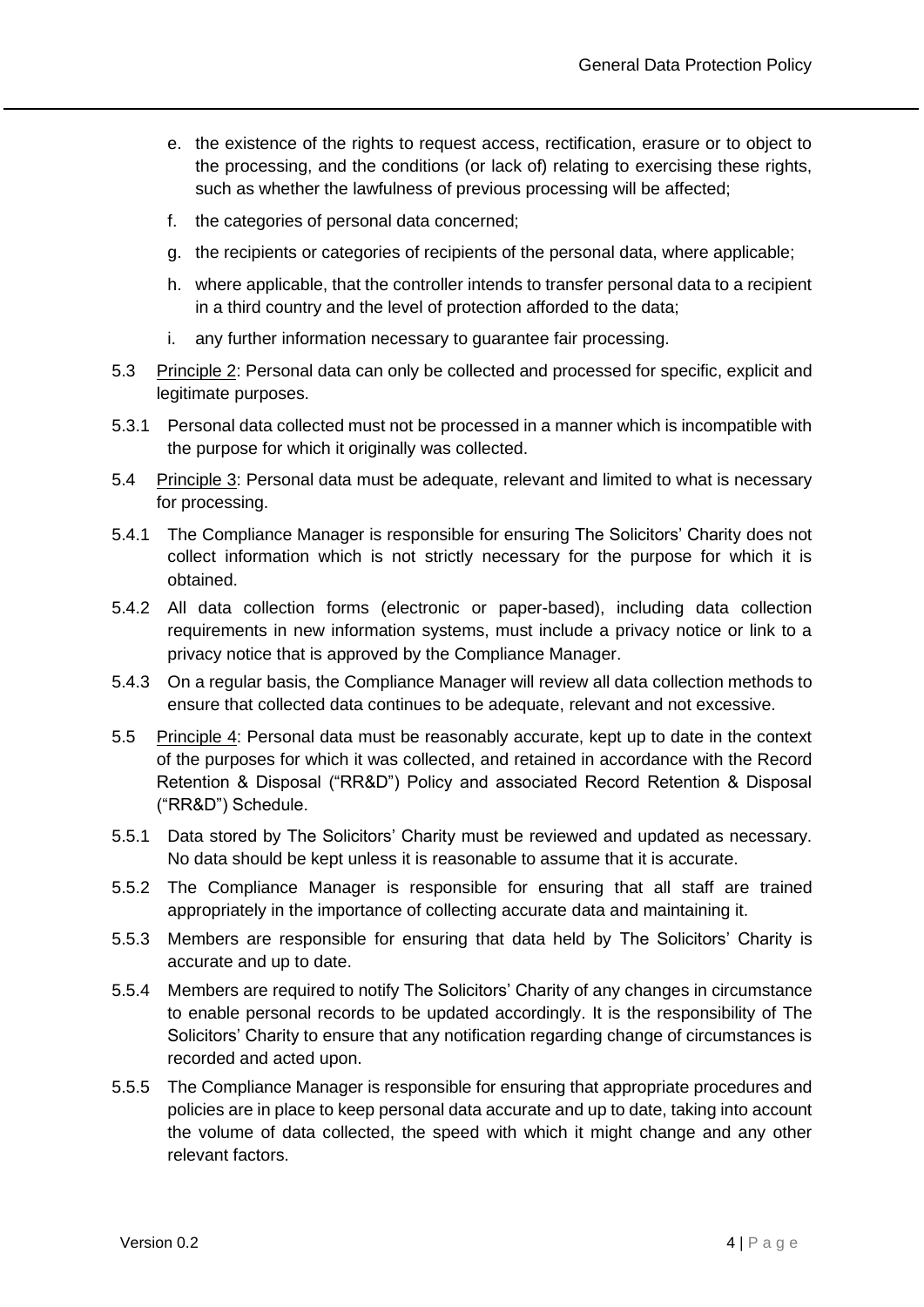e. the existence of the rights to request access, rectification, erasure or to object to the processing, and the conditions (or lack of) relating to exercising these rights, such as whether the lawfulness of previous processing will be affected;

f. the categories of personal data concerned;

g. the recipients or categories of recipients of the personal data, where applicable;

h. where applicable, that the controller intends to transfer personal data to a recipient in a third country and the level of protection afforded to the data;

i. any further information necessary to guarantee fair processing.

5.3 Principle 2: Personal data can only be collected and processed for specific, explicit and legitimate purposes.

5.3.1 Personal data collected must not be processed in a manner which is incompatible with the purpose for which it originally was collected.

5.4 Principle 3: Personal data must be adequate, relevant and limited to what is necessary for processing.

5.4.1 The Compliance Manager is responsible for ensuring The Solicitors' Charity does not collect information which is not strictly necessary for the purpose for which it is obtained.

5.4.2 All data collection forms (electronic or paper-based), including data collection requirements in new information systems, must include a privacy notice or link to a privacy notice that is approved by the Compliance Manager.

5.4.3 On a regular basis, the Compliance Manager will review all data collection methods to ensure that collected data continues to be adequate, relevant and not excessive.

5.5 Principle 4: Personal data must be reasonably accurate, kept up to date in the context of the purposes for which it was collected, and retained in accordance with the Record Retention & Disposal ("RR&D") Policy and associated Record Retention & Disposal ("RR&D") Schedule.

5.5.1 Data stored by The Solicitors' Charity must be reviewed and updated as necessary. No data should be kept unless it is reasonable to assume that it is accurate.

5.5.2 The Compliance Manager is responsible for ensuring that all staff are trained appropriately in the importance of collecting accurate data and maintaining it.

5.5.3 Members are responsible for ensuring that data held by The Solicitors' Charity is accurate and up to date.

5.5.4 Members are required to notify The Solicitors' Charity of any changes in circumstance to enable personal records to be updated accordingly. It is the responsibility of The Solicitors' Charity to ensure that any notification regarding change of circumstances is recorded and acted upon.

5.5.5 The Compliance Manager is responsible for ensuring that appropriate procedures and policies are in place to keep personal data accurate and up to date, taking into account the volume of data collected, the speed with which it might change and any other relevant factors.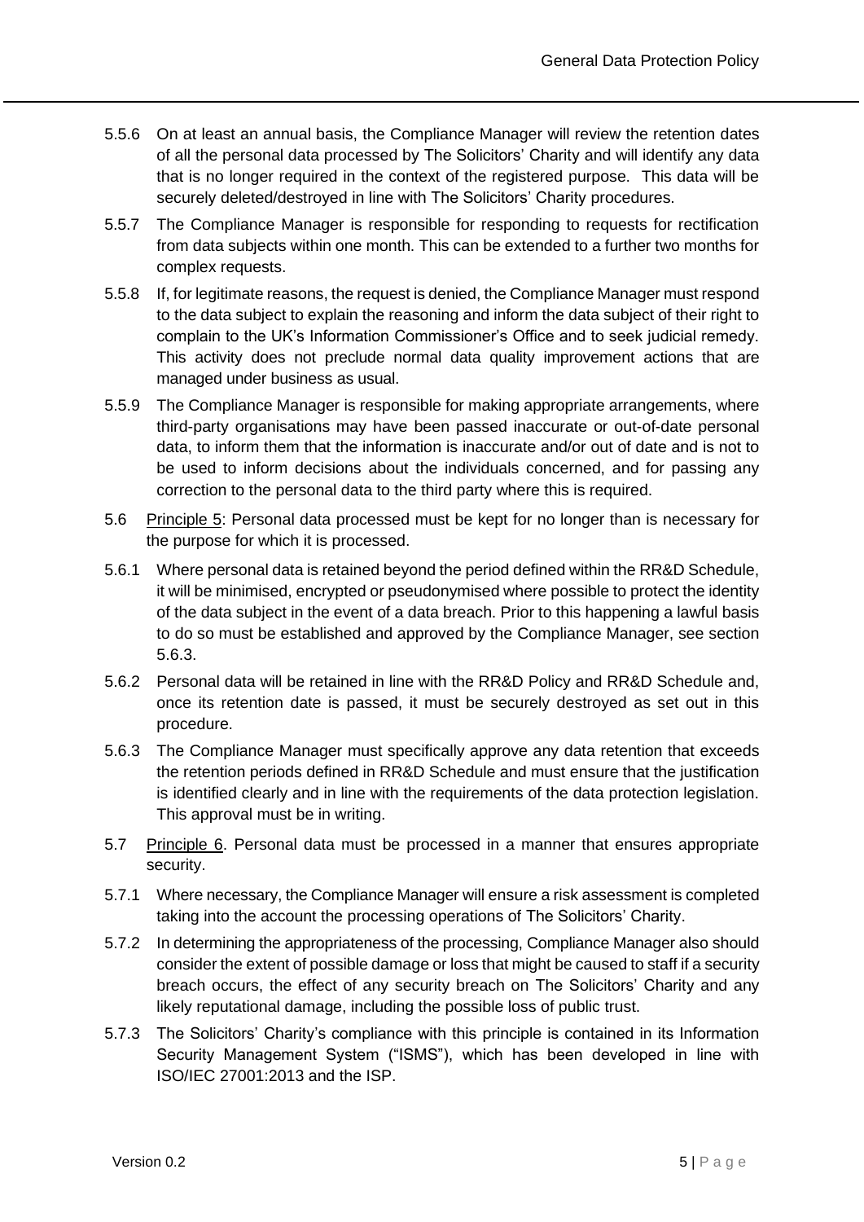5.5.6 On at least an annual basis, the Compliance Manager will review the retention dates of all the personal data processed by The Solicitors' Charity and will identify any data that is no longer required in the context of the registered purpose. This data will be securely deleted/destroyed in line with The Solicitors' Charity procedures.

5.5.7 The Compliance Manager is responsible for responding to requests for rectification from data subjects within one month. This can be extended to a further two months for complex requests.

5.5.8 If, for legitimate reasons, the request is denied, the Compliance Manager must respond to the data subject to explain the reasoning and inform the data subject of their right to complain to the UK's Information Commissioner's Office and to seek judicial remedy. This activity does not preclude normal data quality improvement actions that are managed under business as usual.

5.5.9 The Compliance Manager is responsible for making appropriate arrangements, where third-party organisations may have been passed inaccurate or out-of-date personal data, to inform them that the information is inaccurate and/or out of date and is not to be used to inform decisions about the individuals concerned, and for passing any correction to the personal data to the third party where this is required.

5.6 Principle 5: Personal data processed must be kept for no longer than is necessary for the purpose for which it is processed.

5.6.1 Where personal data is retained beyond the period defined within the RR&D Schedule, it will be minimised, encrypted or pseudonymised where possible to protect the identity of the data subject in the event of a data breach. Prior to this happening a lawful basis to do so must be established and approved by the Compliance Manager, see section 5.6.3.

5.6.2 Personal data will be retained in line with the RR&D Policy and RR&D Schedule and, once its retention date is passed, it must be securely destroyed as set out in this procedure.

5.6.3 The Compliance Manager must specifically approve any data retention that exceeds the retention periods defined in RR&D Schedule and must ensure that the justification is identified clearly and in line with the requirements of the data protection legislation. This approval must be in writing.

5.7 Principle 6. Personal data must be processed in a manner that ensures appropriate security.

5.7.1 Where necessary, the Compliance Manager will ensure a risk assessment is completed taking into the account the processing operations of The Solicitors' Charity.

5.7.2 In determining the appropriateness of the processing, Compliance Manager also should consider the extent of possible damage or loss that might be caused to staff if a security breach occurs, the effect of any security breach on The Solicitors' Charity and any likely reputational damage, including the possible loss of public trust.

5.7.3 The Solicitors' Charity's compliance with this principle is contained in its Information Security Management System ("ISMS"), which has been developed in line with ISO/IEC 27001:2013 and the ISP.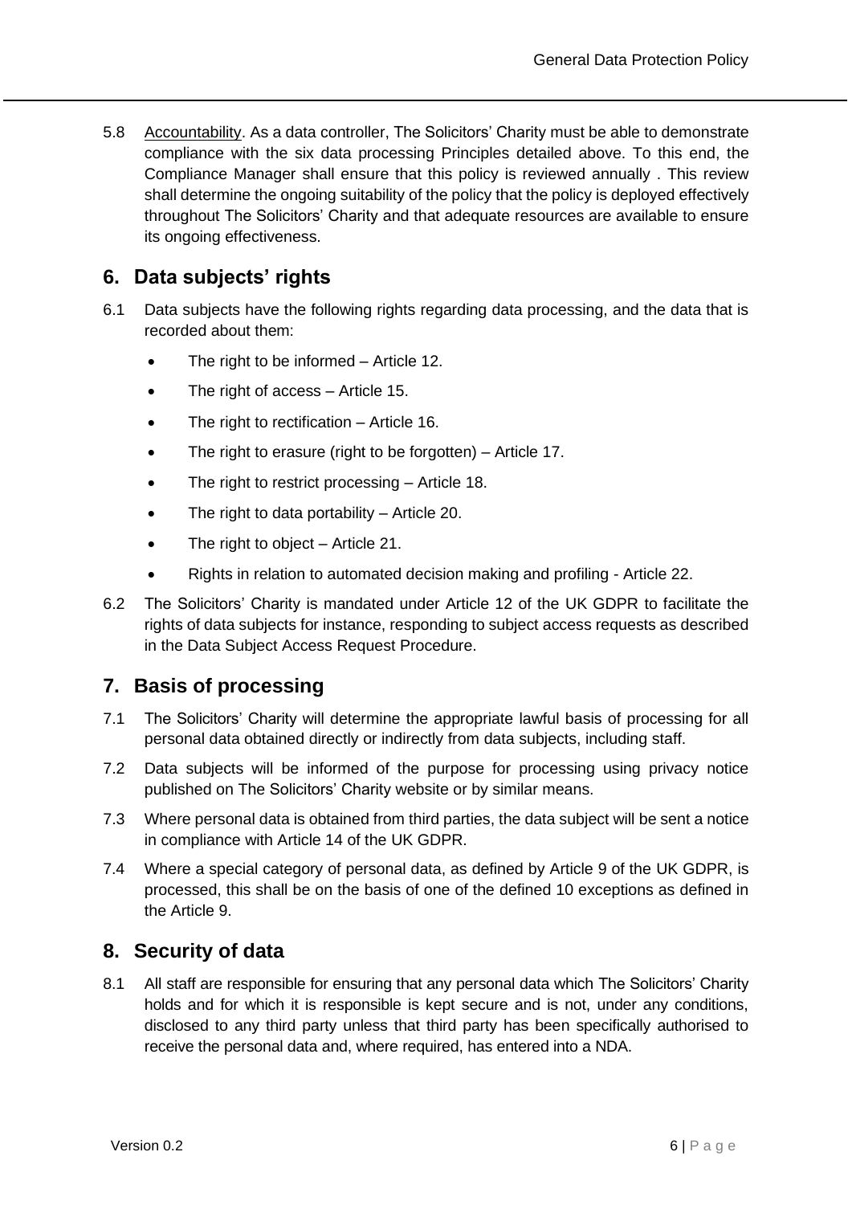5.8 Accountability. As a data controller, The Solicitors' Charity must be able to demonstrate compliance with the six data processing Principles detailed above. To this end, the Compliance Manager shall ensure that this policy is reviewed annually . This review shall determine the ongoing suitability of the policy that the policy is deployed effectively throughout The Solicitors' Charity and that adequate resources are available to ensure its ongoing effectiveness.

## 6. Data subjects' rights

6.1 Data subjects have the following rights regarding data processing, and the data that is recorded about them:

- The right to be informed – Article 12.
- The right of access – Article 15.
- The right to rectification – Article 16.
- The right to erasure (right to be forgotten) – Article 17.
- The right to restrict processing – Article 18.
- The right to data portability – Article 20.
- The right to object – Article 21.
- Rights in relation to automated decision making and profiling - Article 22.

6.2 The Solicitors' Charity is mandated under Article 12 of the UK GDPR to facilitate the rights of data subjects for instance, responding to subject access requests as described in the Data Subject Access Request Procedure.

## 7. Basis of processing

7.1 The Solicitors' Charity will determine the appropriate lawful basis of processing for all personal data obtained directly or indirectly from data subjects, including staff.

7.2 Data subjects will be informed of the purpose for processing using privacy notice published on The Solicitors' Charity website or by similar means.

7.3 Where personal data is obtained from third parties, the data subject will be sent a notice in compliance with Article 14 of the UK GDPR.

7.4 Where a special category of personal data, as defined by Article 9 of the UK GDPR, is processed, this shall be on the basis of one of the defined 10 exceptions as defined in the Article 9.

## 8. Security of data

8.1 All staff are responsible for ensuring that any personal data which The Solicitors' Charity holds and for which it is responsible is kept secure and is not, under any conditions, disclosed to any third party unless that third party has been specifically authorised to receive the personal data and, where required, has entered into a NDA.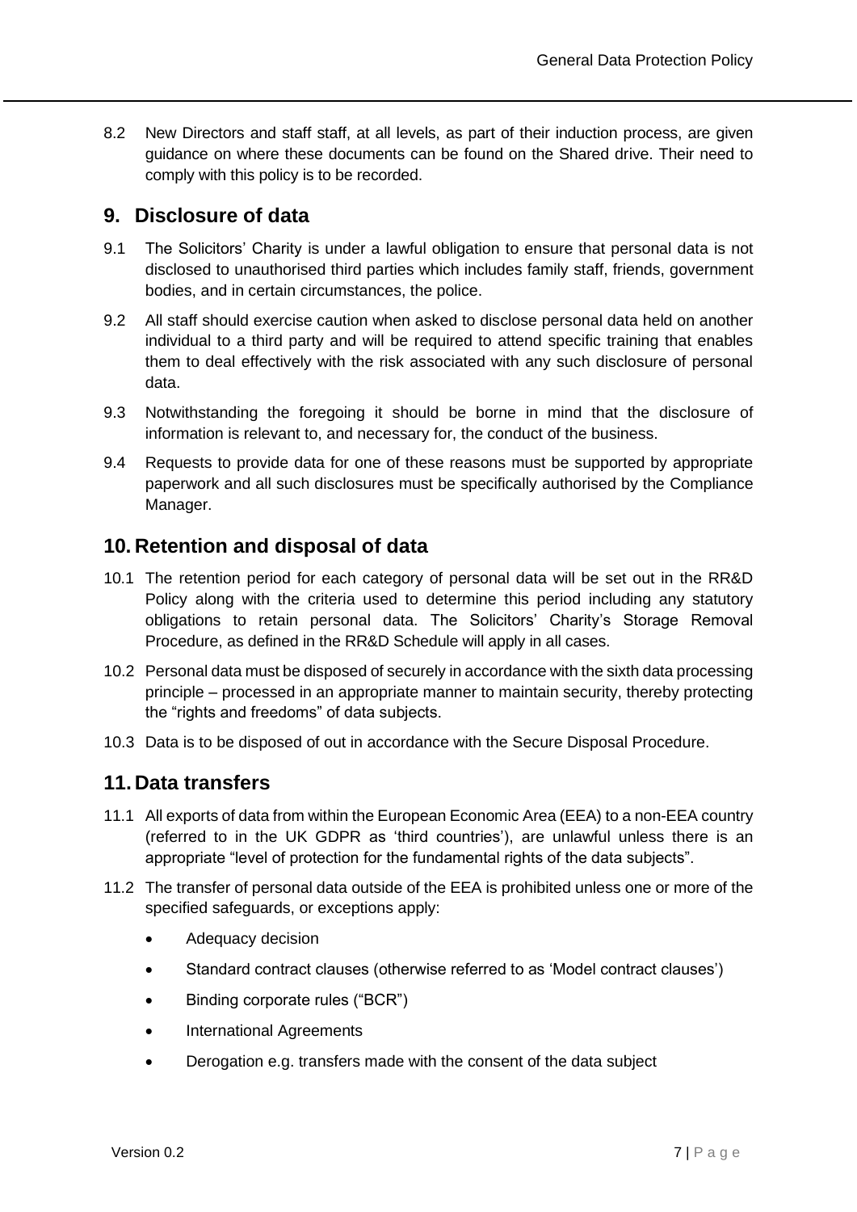8.2 New Directors and staff staff, at all levels, as part of their induction process, are given guidance on where these documents can be found on the Shared drive. Their need to comply with this policy is to be recorded.

## 9. Disclosure of data

9.1 The Solicitors' Charity is under a lawful obligation to ensure that personal data is not disclosed to unauthorised third parties which includes family staff, friends, government bodies, and in certain circumstances, the police.

9.2 All staff should exercise caution when asked to disclose personal data held on another individual to a third party and will be required to attend specific training that enables them to deal effectively with the risk associated with any such disclosure of personal data.

9.3 Notwithstanding the foregoing it should be borne in mind that the disclosure of information is relevant to, and necessary for, the conduct of the business.

9.4 Requests to provide data for one of these reasons must be supported by appropriate paperwork and all such disclosures must be specifically authorised by the Compliance Manager.

## 10. Retention and disposal of data

10.1 The retention period for each category of personal data will be set out in the RR&D Policy along with the criteria used to determine this period including any statutory obligations to retain personal data. The Solicitors' Charity's Storage Removal Procedure, as defined in the RR&D Schedule will apply in all cases.

10.2 Personal data must be disposed of securely in accordance with the sixth data processing principle – processed in an appropriate manner to maintain security, thereby protecting the "rights and freedoms" of data subjects.

10.3 Data is to be disposed of out in accordance with the Secure Disposal Procedure.

## 11. Data transfers

11.1 All exports of data from within the European Economic Area (EEA) to a non-EEA country (referred to in the UK GDPR as 'third countries'), are unlawful unless there is an appropriate "level of protection for the fundamental rights of the data subjects".

11.2 The transfer of personal data outside of the EEA is prohibited unless one or more of the specified safeguards, or exceptions apply:

- Adequacy decision
- Standard contract clauses (otherwise referred to as 'Model contract clauses')
- Binding corporate rules ("BCR")
- International Agreements
- Derogation e.g. transfers made with the consent of the data subject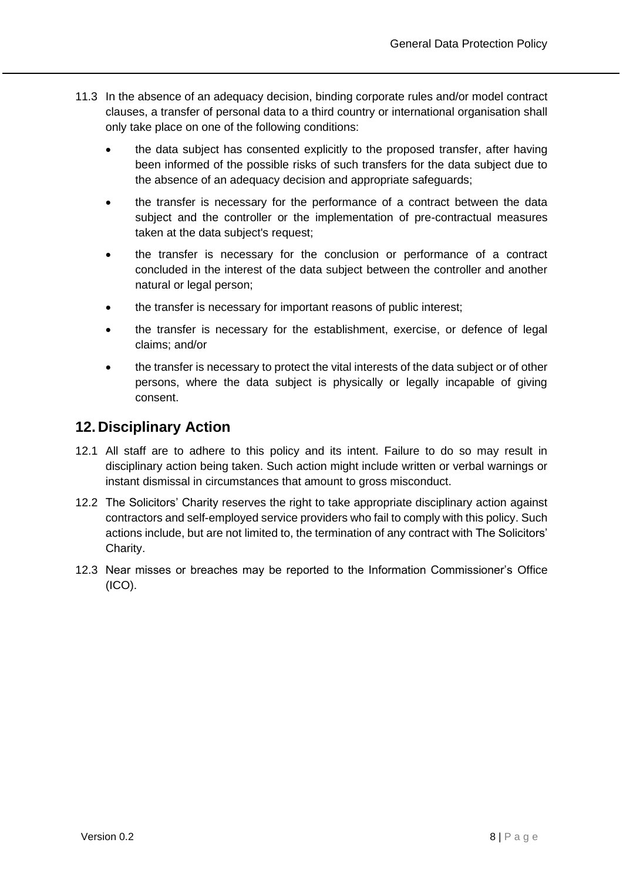11.3 In the absence of an adequacy decision, binding corporate rules and/or model contract clauses, a transfer of personal data to a third country or international organisation shall only take place on one of the following conditions:

- the data subject has consented explicitly to the proposed transfer, after having been informed of the possible risks of such transfers for the data subject due to the absence of an adequacy decision and appropriate safeguards;
- the transfer is necessary for the performance of a contract between the data subject and the controller or the implementation of pre-contractual measures taken at the data subject's request;
- the transfer is necessary for the conclusion or performance of a contract concluded in the interest of the data subject between the controller and another natural or legal person;
- the transfer is necessary for important reasons of public interest;
- the transfer is necessary for the establishment, exercise, or defence of legal claims; and/or
- the transfer is necessary to protect the vital interests of the data subject or of other persons, where the data subject is physically or legally incapable of giving consent.

## 12. Disciplinary Action

12.1 All staff are to adhere to this policy and its intent. Failure to do so may result in disciplinary action being taken. Such action might include written or verbal warnings or instant dismissal in circumstances that amount to gross misconduct.

12.2 The Solicitors' Charity reserves the right to take appropriate disciplinary action against contractors and self-employed service providers who fail to comply with this policy. Such actions include, but are not limited to, the termination of any contract with The Solicitors' Charity.

12.3 Near misses or breaches may be reported to the Information Commissioner's Office (ICO).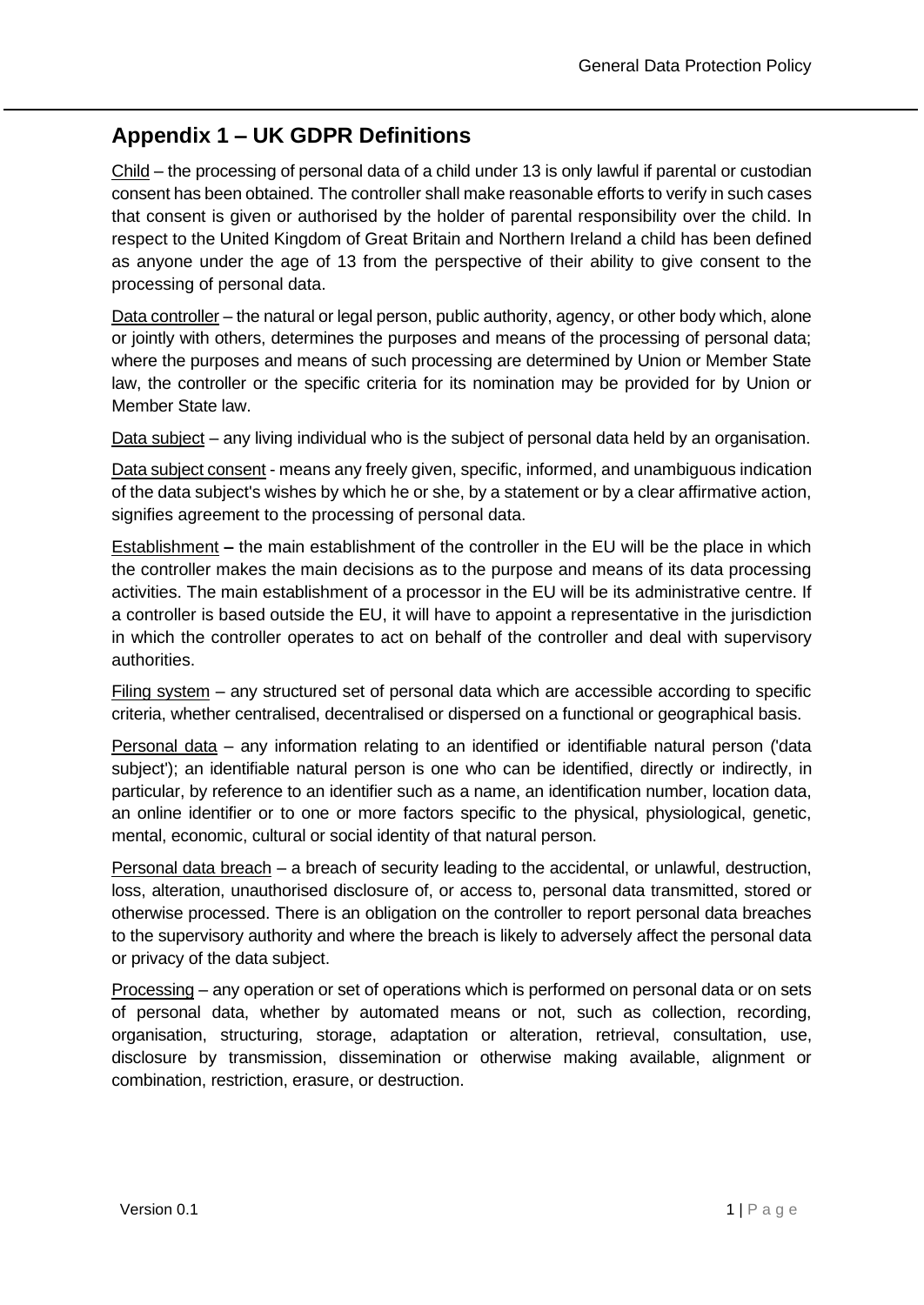## Appendix 1 – UK GDPR Definitions

Child – the processing of personal data of a child under 13 is only lawful if parental or custodian consent has been obtained. The controller shall make reasonable efforts to verify in such cases that consent is given or authorised by the holder of parental responsibility over the child. In respect to the United Kingdom of Great Britain and Northern Ireland a child has been defined as anyone under the age of 13 from the perspective of their ability to give consent to the processing of personal data.

Data controller – the natural or legal person, public authority, agency, or other body which, alone or jointly with others, determines the purposes and means of the processing of personal data; where the purposes and means of such processing are determined by Union or Member State law, the controller or the specific criteria for its nomination may be provided for by Union or Member State law.

Data subject – any living individual who is the subject of personal data held by an organisation.

Data subject consent - means any freely given, specific, informed, and unambiguous indication of the data subject's wishes by which he or she, by a statement or by a clear affirmative action, signifies agreement to the processing of personal data.

Establishment **–** the main establishment of the controller in the EU will be the place in which the controller makes the main decisions as to the purpose and means of its data processing activities. The main establishment of a processor in the EU will be its administrative centre. If a controller is based outside the EU, it will have to appoint a representative in the jurisdiction in which the controller operates to act on behalf of the controller and deal with supervisory authorities.

Filing system – any structured set of personal data which are accessible according to specific criteria, whether centralised, decentralised or dispersed on a functional or geographical basis.

Personal data – any information relating to an identified or identifiable natural person ('data subject'); an identifiable natural person is one who can be identified, directly or indirectly, in particular, by reference to an identifier such as a name, an identification number, location data, an online identifier or to one or more factors specific to the physical, physiological, genetic, mental, economic, cultural or social identity of that natural person.

Personal data breach – a breach of security leading to the accidental, or unlawful, destruction, loss, alteration, unauthorised disclosure of, or access to, personal data transmitted, stored or otherwise processed. There is an obligation on the controller to report personal data breaches to the supervisory authority and where the breach is likely to adversely affect the personal data or privacy of the data subject.

Processing – any operation or set of operations which is performed on personal data or on sets of personal data, whether by automated means or not, such as collection, recording, organisation, structuring, storage, adaptation or alteration, retrieval, consultation, use, disclosure by transmission, dissemination or otherwise making available, alignment or combination, restriction, erasure, or destruction.

Version 0.1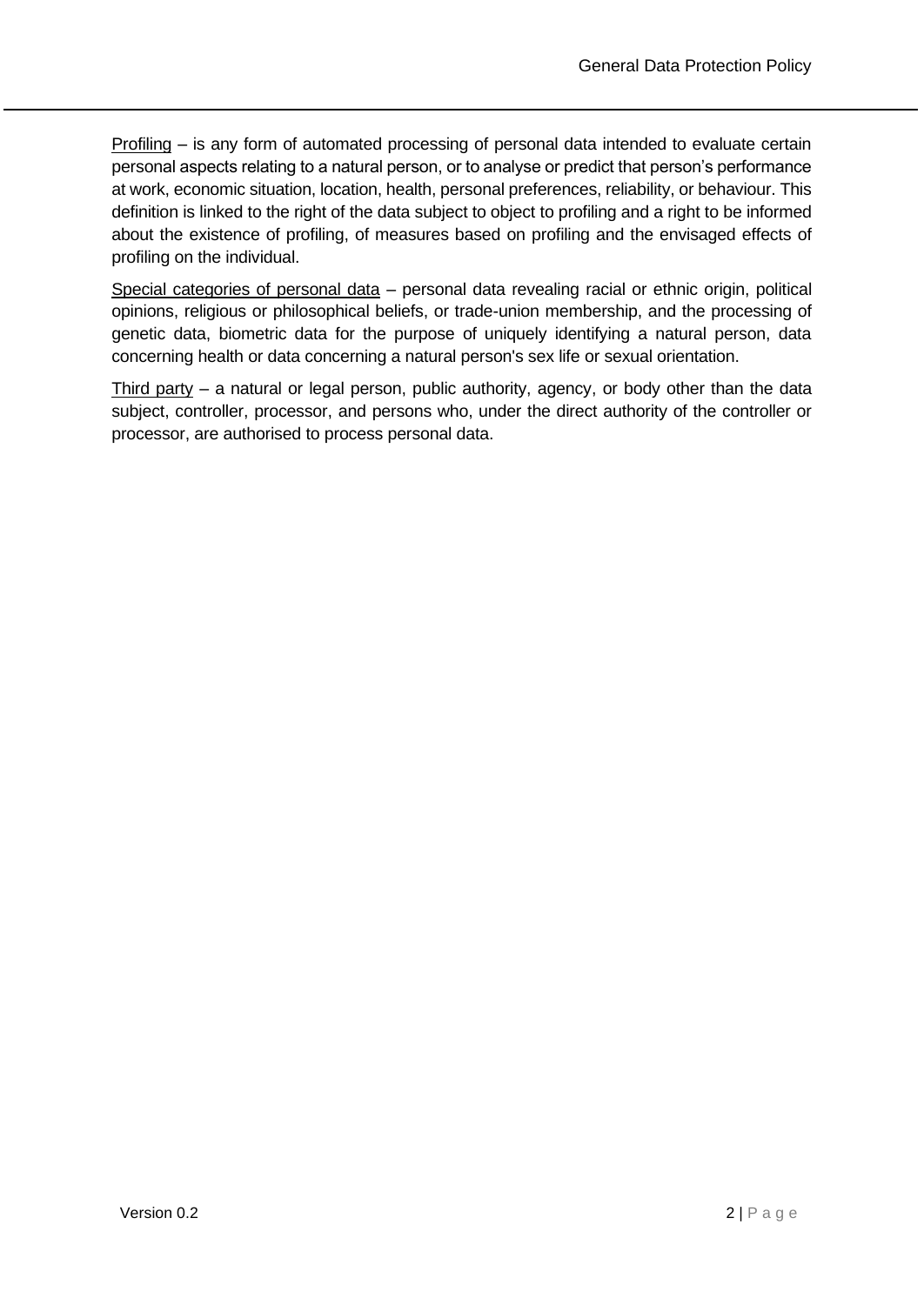Profiling – is any form of automated processing of personal data intended to evaluate certain personal aspects relating to a natural person, or to analyse or predict that person's performance at work, economic situation, location, health, personal preferences, reliability, or behaviour. This definition is linked to the right of the data subject to object to profiling and a right to be informed about the existence of profiling, of measures based on profiling and the envisaged effects of profiling on the individual.

Special categories of personal data – personal data revealing racial or ethnic origin, political opinions, religious or philosophical beliefs, or trade-union membership, and the processing of genetic data, biometric data for the purpose of uniquely identifying a natural person, data concerning health or data concerning a natural person's sex life or sexual orientation.

Third party – a natural or legal person, public authority, agency, or body other than the data subject, controller, processor, and persons who, under the direct authority of the controller or processor, are authorised to process personal data.